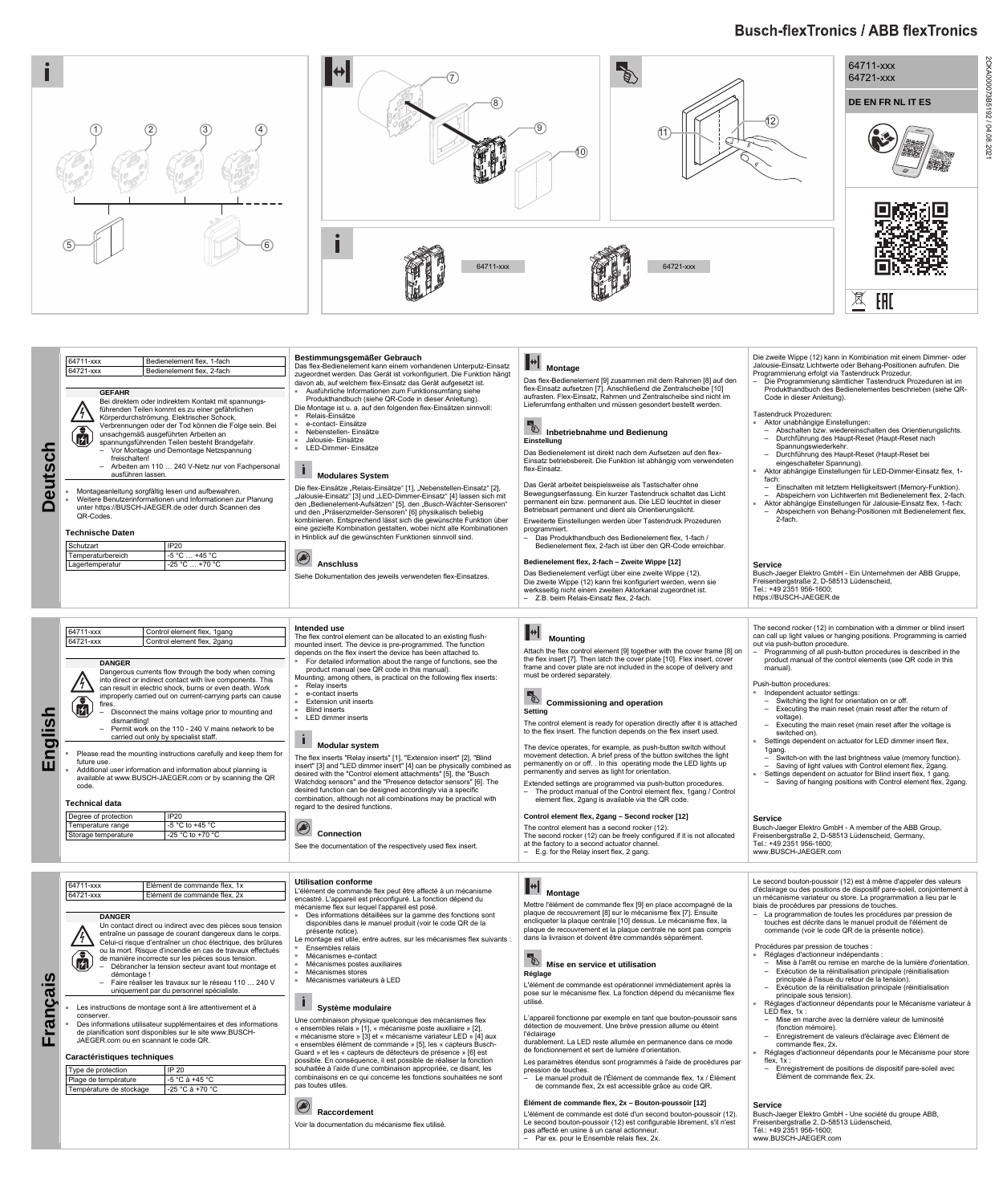# Busch-flexTronics / ABB flexTronics

64711-xxx
64721-xxx

DE EN FR NL IT ES

2CKA000073B5192 / 04.08.2021

64711-xxx | 64721-xxx

# Deutsch

| 64711-xxx | Bedienelement flex, 1-fach |
|---|---|
| 64721-xxx | Bedienelement flex, 2-fach |

**GEFAHR**

Bei direktem oder indirektem Kontakt mit spannungs­führenden Teilen kommt es zu einer gefährlichen Körperdurchströmung. Elektrischer Schock, Verbrennungen oder der Tod können die Folge sein. Bei unsachgemäß ausgeführten Arbeiten an spannungsführenden Teilen besteht Brandgefahr.
- Vor Montage und Demontage Netzspannung freischalten!
- Arbeiten am 110 … 240 V-Netz nur von Fachpersonal ausführen lassen.

- Montageanleitung sorgfältig lesen und aufbewahren.
- Weitere Benutzerinformationen und Informationen zur Planung unter https://BUSCH-JAEGER.de oder durch Scannen des QR-Codes.

### Technische Daten

| Schutzart | IP20 |
|---|---|
| Temperaturbereich | -5 °C … +45 °C |
| Lagertemperatur | -25 °C … +70 °C |

### Bestimmungsgemäßer Gebrauch

Das flex-Bedienelement kann einem vorhandenen Unterputz-Einsatz zugeordnet werden. Das Gerät ist vorkonfiguriert. Die Funktion hängt davon ab, auf welchem flex-Einsatz das Gerät aufgesetzt ist.
- Ausführliche Informationen zum Funktionsumfang siehe Produkthandbuch (siehe QR-Code in dieser Anleitung).

Die Montage ist u. a. auf den folgenden flex-Einsätzen sinnvoll:
- Relais-Einsätze
- e-contact- Einsätze
- Nebenstellen- Einsätze
- Jalousie- Einsätze
- LED-Dimmer- Einsätze

### Modulares System

Die flex-Einsätze „Relais-Einsätze“ [1], „Nebenstellen-Einsatz“ [2], „Jalousie-Einsatz“ [3] und „LED-Dimmer-Einsatz“ [4] lassen sich mit den „Bedienelement-Aufsätzen“ [5], den „Busch-Wächter-Sensoren“ und den „Präsenzmelder-Sensoren“ [6] physikalisch beliebig kombinieren. Entsprechend lässt sich die gewünschte Funktion über eine gezielte Kombination gestalten, wobei nicht alle Kombinationen in Hinblick auf die gewünschten Funktionen sinnvoll sind.

### Anschluss

Siehe Dokumentation des jeweils verwendeten flex-Einsatzes.

### Montage

Das flex-Bedienelement [9] zusammen mit dem Rahmen [8] auf den flex-Einsatz aufsetzen [7]. Anschließend die Zentralscheibe [10] aufrasten. Flex-Einsatz, Rahmen und Zentralscheibe sind nicht im Lieferumfang enthalten und müssen gesondert bestellt werden.

### Inbetriebnahme und Bedienung

**Einstellung**

Das Bedienelement ist direkt nach dem Aufsetzen auf den flex-Einsatz betriebsbereit. Die Funktion ist abhängig vom verwendeten flex-Einsatz.

Das Gerät arbeitet beispielsweise als Tastschalter ohne Bewegungserfassung. Ein kurzer Tastendruck schaltet das Licht permanent ein bzw. permanent aus. Die LED leuchtet in dieser Betriebsart permanent und dient als Orientierungslicht.

Erweiterte Einstellungen werden über Tastendruck Prozeduren programmiert.
- Das Produkthandbuch des Bedienelement flex, 1-fach / Bedienelement flex, 2-fach ist über den QR-Code erreichbar.

**Bedienelement flex, 2-fach – Zweite Wippe [12]**

Das Bedienelement verfügt über eine zweite Wippe (12).
Die zweite Wippe (12) kann frei konfiguriert werden, wenn sie werksseitig nicht einem zweiten Aktorkanal zugeordnet ist.
- Z.B. beim Relais-Einsatz flex, 2-fach.

Die zweite Wippe (12) kann in Kombination mit einem Dimmer- oder Jalousie-Einsatz Lichtwerte oder Behang-Positionen aufrufen. Die Programmierung erfolgt via Tastendruck Prozedur.
- Die Programmierung sämtlicher Tastendruck Prozeduren ist im Produkthandbuch des Bedienelementes beschrieben (siehe QR-Code in dieser Anleitung).

Tastendruck Prozeduren:
- Aktor unabhängige Einstellungen:
  - Abschalten bzw. wiedereinschalten des Orientierungslichts.
  - Durchführung des Haupt-Reset (Haupt-Reset nach Spannungswiederkehr.
  - Durchführung des Haupt-Reset (Haupt-Reset bei eingeschalteter Spannung).
- Aktor abhängige Einstellungen für LED-Dimmer-Einsatz flex, 1-fach:
  - Einschalten mit letztem Helligkeitswert (Memory-Funktion).
  - Abspeichern von Lichtwerten mit Bedienelement flex, 2-fach.
- Aktor abhängige Einstellungen für Jalousie-Einsatz flex, 1-fach:
  - Abspeichern von Behang-Positionen mit Bedienelement flex, 2-fach.

### Service

Busch-Jaeger Elektro GmbH - Ein Unternehmen der ABB Gruppe,
Freisenbergstraße 2, D-58513 Lüdenscheid,
Tel.: +49 2351 956-1600;
https://BUSCH-JAEGER.de

# English

| 64711-xxx | Control element flex, 1gang |
|---|---|
| 64721-xxx | Control element flex, 2gang |

**DANGER**

Dangerous currents flow through the body when coming into direct or indirect contact with live components. This can result in electric shock, burns or even death. Work improperly carried out on current-carrying parts can cause fires.
- Disconnect the mains voltage prior to mounting and dismantling!
- Permit work on the 110 - 240 V mains network to be carried out only by specialist staff.

- Please read the mounting instructions carefully and keep them for future use.
- Additional user information and information about planning is available at www.BUSCH-JAEGER.com or by scanning the QR code.

### Technical data

| Degree of protection | IP20 |
|---|---|
| Temperature range | -5 °C to +45 °C |
| Storage temperature | -25 °C to +70 °C |

### Intended use

The flex control element can be allocated to an existing flush-mounted insert. The device is pre-programmed. The function depends on the flex insert the device has been attached to.
- For detailed information about the range of functions, see the product manual (see QR code in this manual).

Mounting, among others, is practical on the following flex inserts:
- Relay inserts
- e-contact inserts
- Extension unit inserts
- Blind inserts
- LED dimmer inserts

### Modular system

The flex inserts "Relay inserts" [1], "Extension insert" [2], "Blind insert" [3] and "LED dimmer insert" [4] can be physically combined as desired with the "Control element attachments" [5], the "Busch Watchdog sensors" and the "Presence detector sensors" [6]. The desired function can be designed accordingly via a specific combination, although not all combinations may be practical with regard to the desired functions.

### Connection

See the documentation of the respectively used flex insert.

### Mounting

Attach the flex control element [9] together with the cover frame [8] on the flex insert [7]. Then latch the cover plate [10]. Flex insert, cover frame and cover plate are not included in the scope of delivery and must be ordered separately.

### Commissioning and operation

**Setting**

The control element is ready for operation directly after it is attached to the flex insert. The function depends on the flex insert used.

The device operates, for example, as push-button switch without movement detection. A brief press of the button switches the light permanently on or off. . In this operating mode the LED lights up permanently and serves as light for orientation.

Extended settings are programmed via push-button procedures.
- The product manual of the Control element flex, 1gang / Control element flex, 2gang is available via the QR code.

**Control element flex, 2gang – Second rocker [12]**

The control element has a second rocker (12).
The second rocker (12) can be freely configured if it is not allocated at the factory to a second actuator channel.
- E.g. for the Relay insert flex, 2 gang.

The second rocker (12) in combination with a dimmer or blind insert can call up light values or hanging positions. Programming is carried out via push-button procedure.
- Programming of all push-button procedures is described in the product manual of the control elements (see QR code in this manual).

Push-button procedures:
- Independent actuator settings:
  - Switching the light for orientation on or off.
  - Executing the main reset (main reset after the return of voltage).
  - Executing the main reset (main reset after the voltage is switched on).
- Settings dependent on actuator for LED dimmer insert flex, 1gang.
  - Switch-on with the last brightness value (memory function).
  - Saving of light values with Control element flex, 2gang.
- Settings dependent on actuator for Blind insert flex, 1 gang.
  - Saving of hanging positions with Control element flex, 2gang.

### Service

Busch-Jaeger Elektro GmbH - A member of the ABB Group,
Freisenbergstraße 2, D-58513 Lüdenscheid, Germany,
Tel.: +49 2351 956-1600;
www.BUSCH-JAEGER.com

# Français

| 64711-xxx | Elément de commande flex, 1x |
|---|---|
| 64721-xxx | Elément de commande flex, 2x |

**DANGER**

Un contact direct ou indirect avec des pièces sous tension entraîne un passage de courant dangereux dans le corps. Celui-ci risque d'entraîner un choc électrique, des brûlures ou la mort. Risque d'incendie en cas de travaux effectués de manière incorrecte sur les pièces sous tension.
- Débrancher la tension secteur avant tout montage et démontage !
- Faire réaliser les travaux sur le réseau 110 … 240 V uniquement par du personnel spécialiste.

- Les instructions de montage sont à lire attentivement et à conserver.
- Des informations utilisateur supplémentaires et des informations de planification sont disponibles sur le site www.BUSCH-JAEGER.com ou en scannant le code QR.

### Caractéristiques techniques

| Type de protection | IP 20 |
|---|---|
| Plage de température | -5 °C à +45 °C |
| Température de stockage | -25 °C à +70 °C |

### Utilisation conforme

L'élément de commande flex peut être affecté à un mécanisme encastré. L'appareil est préconfiguré. La fonction dépend du mécanisme flex sur lequel l'appareil est posé.
- Des informations détaillées sur la gamme des fonctions sont disponibles dans le manuel produit (voir le code QR de la présente notice).

Le montage est utile, entre autres, sur les mécanismes flex suivants :
- Ensembles relais
- Mécanismes e-contact
- Mécanismes postes auxiliaires
- Mécanismes stores
- Mécanismes variateurs à LED

### Système modulaire

Une combinaison physique quelconque des mécanismes flex « ensembles relais » [1], « mécanisme poste auxiliaire » [2], « mécanisme store » [3] et « mécanisme variateur LED » [4] aux « ensembles élément de commande » [5], les « capteurs Busch-Guard » et les « capteurs de détecteurs de présence » [6] est possible. En conséquence, il est possible de réaliser la fonction souhaitée à l'aide d'une combinaison appropriée, ce disant, les combinaisons en ce qui concerne les fonctions souhaitées ne sont pas toutes utiles.

### Raccordement

Voir la documentation du mécanisme flex utilisé.

### Montage

Mettre l'élément de commande flex [9] en place accompagné de la plaque de recouvrement [8] sur le mécanisme flex [7]. Ensuite encliqueter la plaque centrale [10] dessus. Le mécanisme flex, la plaque de recouvrement et la plaque centrale ne sont pas compris dans la livraison et doivent être commandés séparément.

### Mise en service et utilisation

**Réglage**

L'élément de commande est opérationnel immédiatement après la pose sur le mécanisme flex. La fonction dépend du mécanisme flex utilisé.

L'appareil fonctionne par exemple en tant que bouton-poussoir sans détection de mouvement. Une brève pression allume ou éteint l'éclairage
durablement. La LED reste allumée en permanence dans ce mode de fonctionnement et sert de lumière d'orientation.

Les paramètres étendus sont programmés à l'aide de procédures par pression de touches.
- Le manuel produit de l'Élément de commande flex, 1x / Élément de commande flex, 2x est accessible grâce au code QR.

**Élément de commande flex, 2x – Bouton-poussoir [12]**

L'élément de commande est doté d'un second bouton-poussoir (12). Le second bouton-poussoir (12) est configurable librement, s'il n'est pas affecté en usine à un canal actionneur.
- Par ex. pour le Ensemble relais flex, 2x.

Le second bouton-poussoir (12) est à même d'appeler des valeurs d'éclairage ou des positions de dispositif pare-soleil, conjointement à un mécanisme variateur ou store. La programmation a lieu par le biais de procédures par pressions de touches.
- La programmation de toutes les procédures par pression de touches est décrite dans le manuel produit de l'élément de commande (voir le code QR de la présente notice).

Procédures par pression de touches :
- Réglages d'actionneur indépendants :
  - Mise à l'arrêt ou remise en marche de la lumière d'orientation.
  - Exécution de la réinitialisation principale (réinitialisation principale à l'issue du retour de la tension).
  - Exécution de la réinitialisation principale (réinitialisation principale sous tension).
- Réglages d'actionneur dépendants pour le Mécanisme variateur à LED flex, 1x :
  - Mise en marche avec la dernière valeur de luminosité (fonction mémoire).
  - Enregistrement de valeurs d'éclairage avec Élément de commande flex, 2x.
- Réglages d'actionneur dépendants pour le Mécanisme pour store flex, 1x :
  - Enregistrement de positions de dispositif pare-soleil avec Élément de commande flex, 2x.

### Service

Busch-Jaeger Elektro GmbH - Une société du groupe ABB,
Freisenbergstraße 2, D-58513 Lüdenscheid,
Tél.: +49 2351 956-1600;
www.BUSCH-JAEGER.com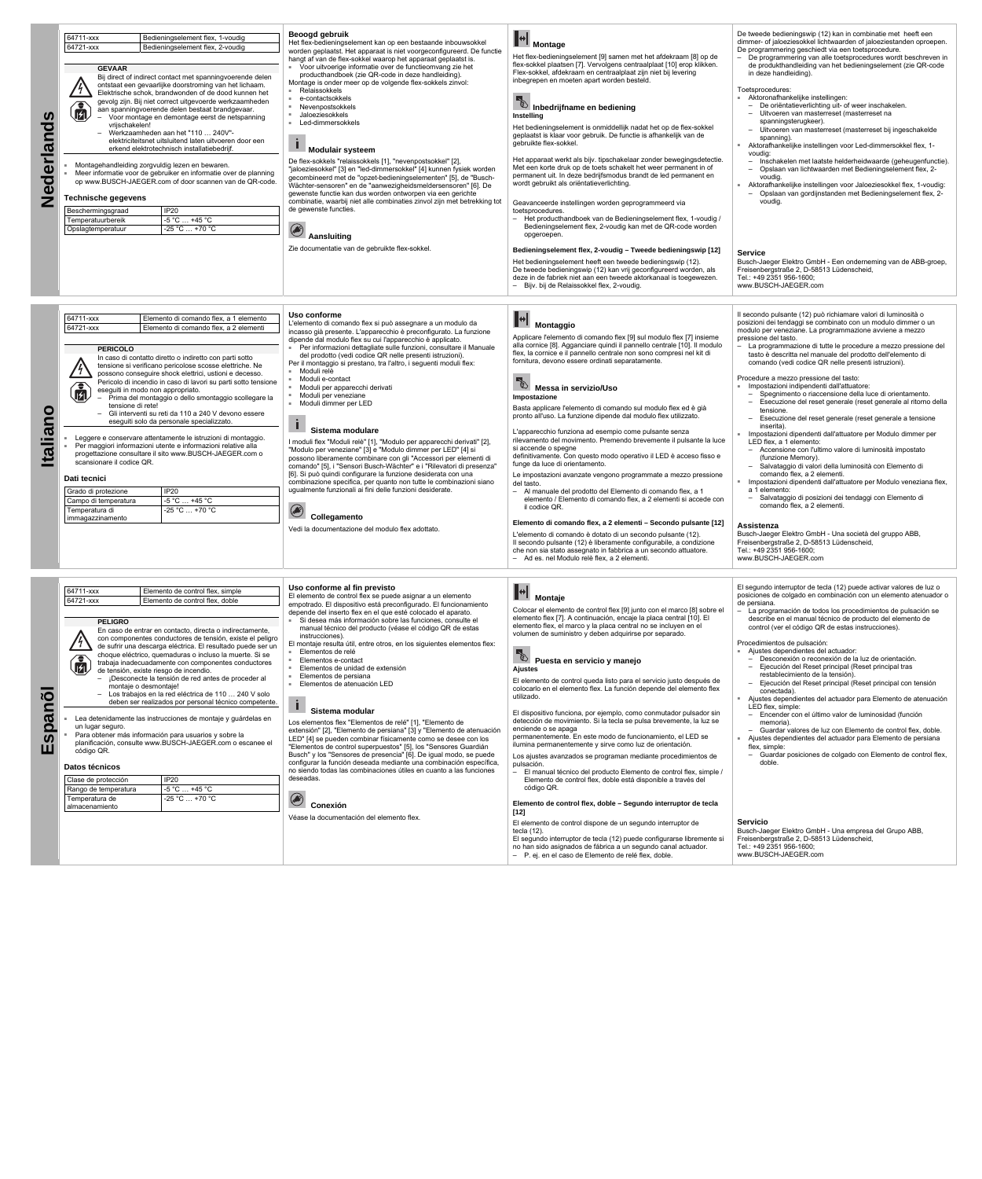# Nederlands

| | |
|---|---|
| 64711-xxx | Bedieningselement flex, 1-voudig |
| 64721-xxx | Bedieningselement flex, 2-voudig |

**GEVAAR**

Bij direct of indirect contact met spanningvoerende delen ontstaat een gevaarlijke doorstroming van het lichaam. Elektrische schok, brandwonden of de dood kunnen het gevolg zijn. Bij niet correct uitgevoerde werkzaamheden aan spanningvoerende delen bestaat brandgevaar.

– Voor montage en demontage eerst de netspanning vrijschakelen!
– Werkzaamheden aan het "110 … 240V"-elektriciteitsnet uitsluitend laten uitvoeren door een erkend elektrotechnisch installatiebedrijf.

- Montagehandleiding zorgvuldig lezen en bewaren.
- Meer informatie voor de gebruiker en informatie over de planning op www.BUSCH-JAEGER.com of door scannen van de QR-code.

### Technische gegevens

| | |
|---|---|
| Beschermingsgraad | IP20 |
| Temperatuurbereik | -5 °C … +45 °C |
| Opslagtemperatuur | -25 °C … +70 °C |

### Beoogd gebruik

Het flex-bedieningselement kan op een bestaande inbouwsokkel worden geplaatst. Het apparaat is niet voorgeconfigureerd. De functie hangt af van de flex-sokkel waarop het apparaat geplaatst is.

- Voor uitvoerige informatie over de functieomvang zie het producthandboek (zie QR-code in deze handleiding).

Montage is onder meer op de volgende flex-sokkels zinvol:

- Relaissokkels
- e-contactsokkels
- Nevenpostsokkels
- Jaloeziesokkels
- Led-dimmersokkels

### Modulair systeem

De flex-sokkels "relaissokkels [1], "nevenpostsokkel" [2], "jaloeziesokkel" [3] en "led-dimmersokkel" [4] kunnen fysiek worden gecombineerd met de "opzet-bedieningselementen" [5], de "Busch-Wächter-sensoren" en de "aanwezigheidsmeldersensoren" [6]. De gewenste functie kan dus worden ontworpen via een gerichte combinatie, waarbij niet alle combinaties zinvol zijn met betrekking tot de gewenste functies.

### Aansluiting

Zie documentatie van de gebruikte flex-sokkel.

### Montage

Het flex-bedieningselement [9] samen met het afdekraam [8] op de flex-sokkel plaatsen [7]. Vervolgens centraalplaat [10] erop klikken. Flex-sokkel, afdekraam en centraalplaat zijn niet bij levering inbegrepen en moeten apart worden besteld.

### Inbedrijfname en bediening

**Instelling**

Het bedieningselement is onmiddellijk nadat het op de flex-sokkel geplaatst is klaar voor gebruik. De functie is afhankelijk van de gebruikte flex-sokkel.

Het apparaat werkt als bijv. tipschakelaar zonder bewegingsdetectie. Met een korte druk op de toets schakelt het weer permanent in of permanent uit. In deze bedrijfsmodus brandt de led permanent en wordt gebruikt als oriëntatieverlichting.

Geavanceerde instellingen worden geprogrammeerd via toetsprocedures.

– Het producthandboek van de Bedieningselement flex, 1-voudig / Bedieningselement flex, 2-voudig kan met de QR-code worden opgeroepen.

**Bedieningselement flex, 2-voudig – Tweede bedieningswip [12]**

Het bedieningselement heeft een tweede bedieningswip (12). De tweede bedieningswip (12) kan vrij geconfigureerd worden, als deze in de fabriek niet aan een tweede aktorkanaal is toegewezen.

– Bijv. bij de Relaissokkel flex, 2-voudig.

De tweede bedieningswip (12) kan in combinatie met heeft een dimmer- of jaloeziesokkel lichtwaarden of jaloeziestanden oproepen. De programmering geschiedt via een toetsprocedure.

– De programmering van alle toetsprocedures wordt beschreven in de produkthandleiding van het bedieningselement (zie QR-code in deze handleiding).

Toetsprocedures:

- Aktoronafhankelijke instellingen:
  – De oriëntatieverlichting uit- of weer inschakelen.
  – Uitvoeren van masterreset (masterreset na spanningsterugkeer).
  – Uitvoeren van masterreset (masterreset bij ingeschakelde spanning).
- Aktorafhankelijke instellingen voor Led-dimmersokkel flex, 1-voudig:
  – Inschakelen met laatste helderheidwaarde (geheugenfunctie).
  – Opslaan van lichtwaarden met Bedieningselement flex, 2-voudig.
- Aktorafhankelijke instellingen voor Jaloeziesokkel flex, 1-voudig:
  – Opslaan van gordijnstanden met Bedieningselement flex, 2-voudig.

### Service

Busch-Jaeger Elektro GmbH - Een onderneming van de ABB-groep,
Freisenbergstraße 2, D-58513 Lüdenscheid,
Tel.: +49 2351 956-1600;
www.BUSCH-JAEGER.com

# Italiano

| | |
|---|---|
| 64711-xxx | Elemento di comando flex, a 1 elemento |
| 64721-xxx | Elemento di comando flex, a 2 elementi |

**PERICOLO**

In caso di contatto diretto o indiretto con parti sotto tensione si verificano pericolose scosse elettriche. Ne possono conseguire shock elettrici, ustioni e decesso. Pericolo di incendio in caso di lavori su parti sotto tensione eseguiti in modo non appropriato.

– Prima del montaggio o dello smontaggio scollegare la tensione di rete!
– Gli interventi su reti da 110 a 240 V devono essere eseguiti solo da personale specializzato.

- Leggere e conservare attentamente le istruzioni di montaggio.
- Per maggiori informazioni utente e informazioni relative alla progettazione consultare il sito www.BUSCH-JAEGER.com o scansionare il codice QR.

### Dati tecnici

| | |
|---|---|
| Grado di protezione | IP20 |
| Campo di temperatura | -5 °C … +45 °C |
| Temperatura di immagazzinamento | -25 °C … +70 °C |

### Uso conforme

L'elemento di comando flex si può assegnare a un modulo da incasso già presente. L'apparecchio è preconfigurato. La funzione dipende dal modulo flex su cui l'apparecchio è applicato.

- Per informazioni dettagliate sulle funzioni, consultare il Manuale del prodotto (vedi codice QR nelle presenti istruzioni).

Per il montaggio si prestano, tra l'altro, i seguenti moduli flex:

- Moduli relè
- Moduli e-contact
- Moduli per apparecchi derivati
- Moduli per veneziane
- Moduli dimmer per LED

### Sistema modulare

I moduli flex "Moduli relè" [1], "Modulo per apparecchi derivati" [2], "Modulo per veneziane" [3] e "Modulo dimmer per LED" [4] si possono liberamente combinare con gli "Accessori per elementi di comando" [5], i "Sensori Busch-Wächter" e i "Rilevatori di presenza" [6]. Si può quindi configurare la funzione desiderata con una combinazione specifica, per quanto non tutte le combinazioni siano ugualmente funzionali ai fini delle funzioni desiderate.

### Collegamento

Vedi la documentazione del modulo flex adottato.

### Montaggio

Applicare l'elemento di comando flex [9] sul modulo flex [7] insieme alla cornice [8]. Agganciare quindi il pannello centrale [10]. Il modulo flex, la cornice e il pannello centrale non sono compresi nel kit di fornitura, devono essere ordinati separatamente.

### Messa in servizio/Uso

**Impostazione**

Basta applicare l'elemento di comando sul modulo flex ed è già pronto all'uso. La funzione dipende dal modulo flex utilizzato.

L'apparecchio funziona ad esempio come pulsante senza rilevamento del movimento. Premendo brevemente il pulsante la luce si accende o spegne definitivamente. Con questo modo operativo il LED è acceso fisso e funge da luce di orientamento.

Le impostazioni avanzate vengono programmate a mezzo pressione del tasto.

– Al manuale del prodotto del Elemento di comando flex, a 1 elemento / Elemento di comando flex, a 2 elementi si accede con il codice QR.

**Elemento di comando flex, a 2 elementi – Secondo pulsante [12]**

L'elemento di comando è dotato di un secondo pulsante (12). Il secondo pulsante (12) è liberamente configurabile, a condizione che non sia stato assegnato in fabbrica a un secondo attuatore.

– Ad es. nel Modulo relè flex, a 2 elementi.

Il secondo pulsante (12) può richiamare valori di luminosità o posizioni dei tendaggi se combinato con un modulo dimmer o un modulo per veneziane. La programmazione avviene a mezzo pressione del tasto.

– La programmazione di tutte le procedure a mezzo pressione del tasto è descritta nel manuale del prodotto dell'elemento di comando (vedi codice QR nelle presenti istruzioni).

Procedure a mezzo pressione del tasto:

- Impostazioni indipendenti dall'attuatore:
  – Spegnimento o riaccensione della luce di orientamento.
  – Esecuzione del reset generale (reset generale al ritorno della tensione.
  – Esecuzione del reset generale (reset generale a tensione inserita).
- Impostazioni dipendenti dall'attuatore per Modulo dimmer per LED flex, a 1 elemento:
  – Accensione con l'ultimo valore di luminosità impostato (funzione Memory).
  – Salvataggio di valori della luminosità con Elemento di comando flex, a 2 elementi.
- Impostazioni dipendenti dall'attuatore per Modulo veneziana flex, a 1 elemento:
  – Salvataggio di posizioni dei tendaggi con Elemento di comando flex, a 2 elementi.

### Assistenza

Busch-Jaeger Elektro GmbH - Una società del gruppo ABB,
Freisenbergstraße 2, D-58513 Lüdenscheid,
Tel.: +49 2351 956-1600;
www.BUSCH-JAEGER.com

# Espanõl

| | |
|---|---|
| 64711-xxx | Elemento de control flex, simple |
| 64721-xxx | Elemento de control flex, doble |

**PELIGRO**

En caso de entrar en contacto, directa o indirectamente, con componentes conductores de tensión, existe el peligro de sufrir una descarga eléctrica. El resultado puede ser un choque eléctrico, quemaduras o incluso la muerte. Si se trabaja inadecuadamente con componentes conductores de tensión, existe riesgo de incendio.

– ¡Desconecte la tensión de red antes de proceder al montaje o desmontaje!
– Los trabajos en la red eléctrica de 110 … 240 V solo deben ser realizados por personal técnico competente.

- Lea detenidamente las instrucciones de montaje y guárdelas en un lugar seguro.
- Para obtener más información para usuarios y sobre la planificación, consulte www.BUSCH-JAEGER.com o escanee el código QR.

### Datos técnicos

| | |
|---|---|
| Clase de protección | IP20 |
| Rango de temperatura | -5 °C … +45 °C |
| Temperatura de almacenamiento | -25 °C … +70 °C |

### Uso conforme al fin previsto

El elemento de control flex se puede asignar a un elemento empotrado. El dispositivo está preconfigurado. El funcionamiento depende del inserto flex en el que esté colocado el aparato.

- Si desea más información sobre las funciones, consulte el manual técnico del producto (véase el código QR de estas instrucciones).

El montaje resulta útil, entre otros, en los siguientes elementos flex:

- Elementos de relé
- Elementos e-contact
- Elementos de unidad de extensión
- Elementos de persiana
- Elementos de atenuación LED

### Sistema modular

Los elementos flex "Elementos de relé" [1], "Elemento de extensión" [2], "Elemento de persiana" [3] y "Elemento de atenuación LED" [4] se pueden combinar físicamente con los "Elementos de control superpuestos" [5], los "Sensores Guardián Busch" y los "Sensores de presencia" [6]. De igual modo, se puede configurar la función deseada mediante una combinación específica, no siendo todas las combinaciones útiles en cuanto a las funciones deseadas.

### Conexión

Véase la documentación del elemento flex.

### Montaje

Colocar el elemento de control flex [9] junto con el marco [8] sobre el elemento flex [7]. A continuación, encaje la placa central [10]. El elemento flex, el marco y la placa central no se incluyen en el volumen de suministro y deben adquirirse por separado.

### Puesta en servicio y manejo

**Ajustes**

El elemento de control queda listo para el servicio justo después de colocarlo en el elemento flex. La función depende del elemento flex utilizado.

El dispositivo funciona, por ejemplo, como conmutador pulsador sin detección de movimiento. Si la tecla se pulsa brevemente, la luz se enciende o se apaga permanentemente. En este modo de funcionamiento, el LED se ilumina permanentemente y sirve como luz de orientación.

Los ajustes avanzados se programan mediante procedimientos de pulsación.

– El manual técnico del producto Elemento de control flex, simple / Elemento de control flex, doble está disponible a través del código QR.

**Elemento de control flex, doble – Segundo interruptor de tecla [12]**

El elemento de control dispone de un segundo interruptor de tecla (12).
El segundo interruptor de tecla (12) puede configurarse libremente si no han sido asignados de fábrica a un segundo canal actuador.

– P. ej. en el caso de Elemento de relé flex, doble.

El segundo interruptor de tecla (12) puede activar valores de luz o posiciones de colgado en combinación con un elemento atenuador o de persiana.

– La programación de todos los procedimientos de pulsación se describe en el manual técnico de producto del elemento de control (ver el código QR de estas instrucciones).

Procedimientos de pulsación:

- Ajustes dependientes del actuador:
  – Desconexión o reconexión de la luz de orientación.
  – Ejecución del Reset principal (Reset principal tras restablecimiento de la tensión).
  – Ejecución del Reset principal (Reset principal con tensión conectada).
- Ajustes dependientes del actuador para Elemento de atenuación LED flex, simple:
  – Encender con el último valor de luminosidad (función memoria).
  – Guardar valores de luz con Elemento de control flex, doble.
- Ajustes dependientes del actuador para Elemento de persiana flex, simple:
  – Guardar posiciones de colgado con Elemento de control flex, doble.

### Servicio

Busch-Jaeger Elektro GmbH - Una empresa del Grupo ABB,
Freisenbergstraße 2, D-58513 Lüdenscheid,
Tel.: +49 2351 956-1600;
www.BUSCH-JAEGER.com